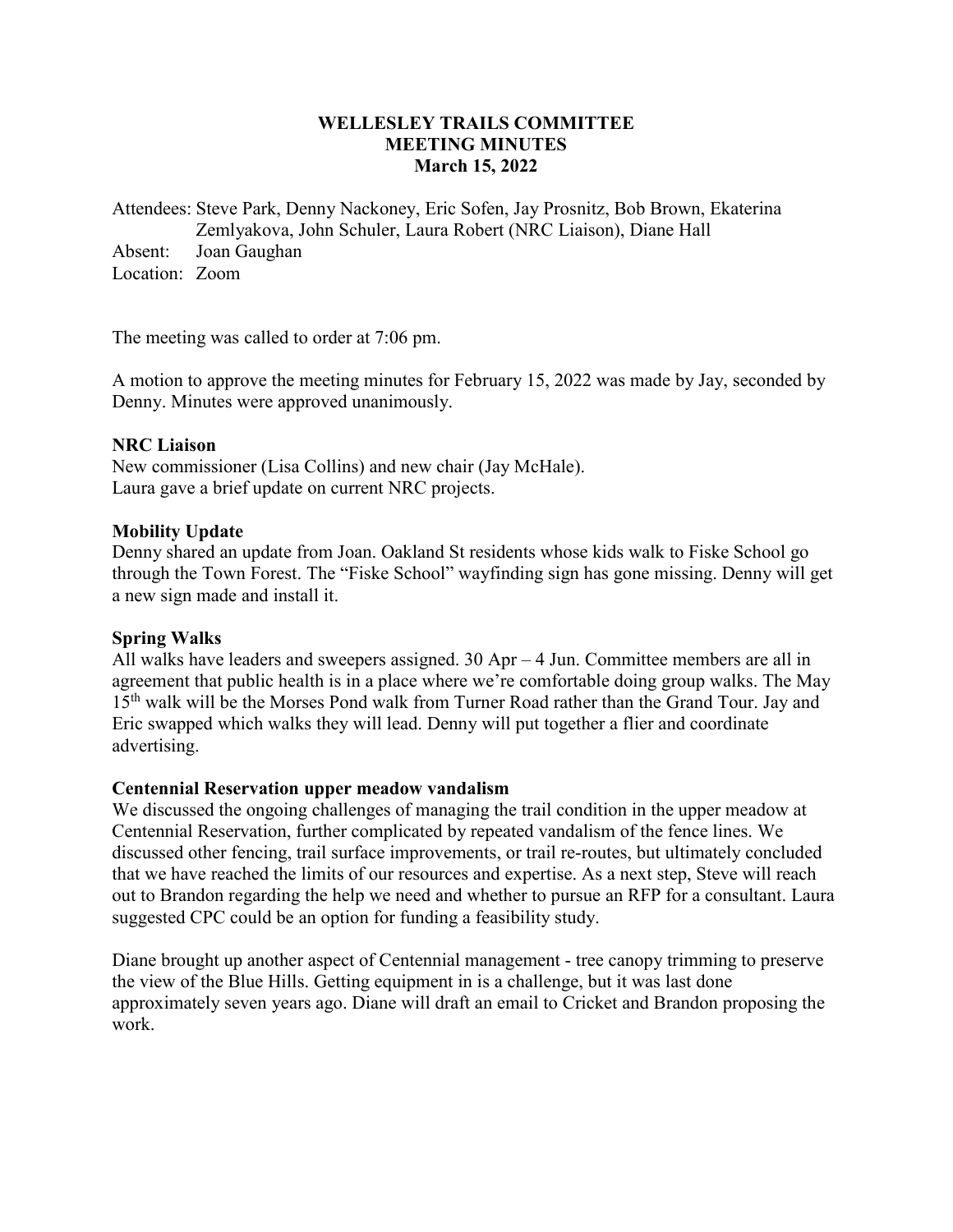# WELLESLEY TRAILS COMMITTEE
## MEETING MINUTES
### March 15, 2022

Attendees: Steve Park, Denny Nackoney, Eric Sofen, Jay Prosnitz, Bob Brown, Ekaterina Zemlyakova, John Schuler, Laura Robert (NRC Liaison), Diane Hall
Absent: Joan Gaughan
Location: Zoom

The meeting was called to order at 7:06 pm.

A motion to approve the meeting minutes for February 15, 2022 was made by Jay, seconded by Denny. Minutes were approved unanimously.

**NRC Liaison**

New commissioner (Lisa Collins) and new chair (Jay McHale).
Laura gave a brief update on current NRC projects.

**Mobility Update**

Denny shared an update from Joan. Oakland St residents whose kids walk to Fiske School go through the Town Forest. The "Fiske School" wayfinding sign has gone missing. Denny will get a new sign made and install it.

**Spring Walks**

All walks have leaders and sweepers assigned. 30 Apr – 4 Jun. Committee members are all in agreement that public health is in a place where we're comfortable doing group walks. The May 15th walk will be the Morses Pond walk from Turner Road rather than the Grand Tour. Jay and Eric swapped which walks they will lead. Denny will put together a flier and coordinate advertising.

**Centennial Reservation upper meadow vandalism**

We discussed the ongoing challenges of managing the trail condition in the upper meadow at Centennial Reservation, further complicated by repeated vandalism of the fence lines. We discussed other fencing, trail surface improvements, or trail re-routes, but ultimately concluded that we have reached the limits of our resources and expertise. As a next step, Steve will reach out to Brandon regarding the help we need and whether to pursue an RFP for a consultant. Laura suggested CPC could be an option for funding a feasibility study.

Diane brought up another aspect of Centennial management - tree canopy trimming to preserve the view of the Blue Hills. Getting equipment in is a challenge, but it was last done approximately seven years ago. Diane will draft an email to Cricket and Brandon proposing the work.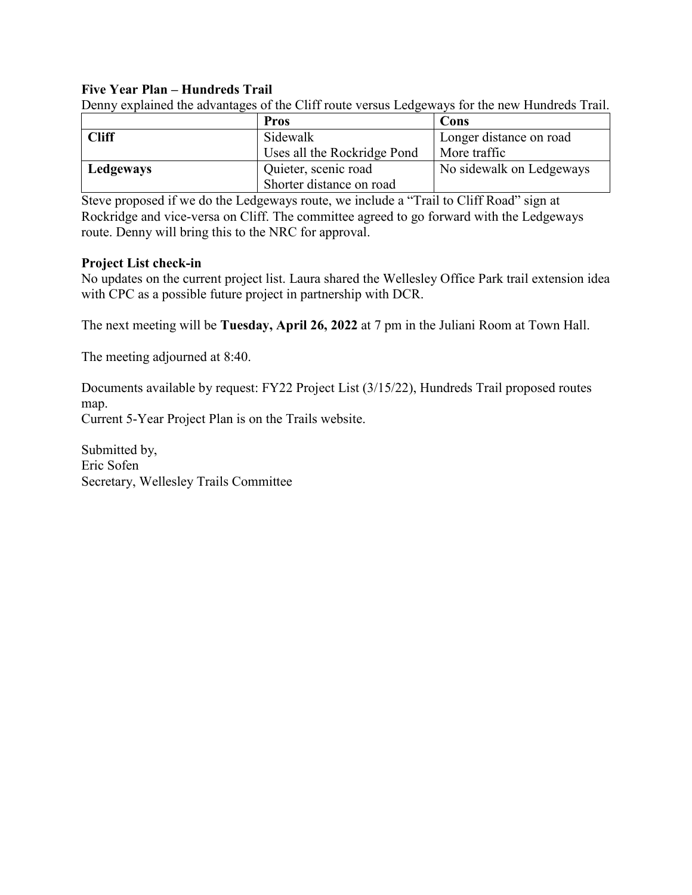**Five Year Plan – Hundreds Trail**

Denny explained the advantages of the Cliff route versus Ledgeways for the new Hundreds Trail.

| | Pros | Cons |
|---|---|---|
| **Cliff** | Sidewalk<br>Uses all the Rockridge Pond | Longer distance on road<br>More traffic |
| **Ledgeways** | Quieter, scenic road<br>Shorter distance on road | No sidewalk on Ledgeways |

Steve proposed if we do the Ledgeways route, we include a "Trail to Cliff Road" sign at Rockridge and vice-versa on Cliff. The committee agreed to go forward with the Ledgeways route. Denny will bring this to the NRC for approval.

**Project List check-in**

No updates on the current project list. Laura shared the Wellesley Office Park trail extension idea with CPC as a possible future project in partnership with DCR.

The next meeting will be **Tuesday, April 26, 2022** at 7 pm in the Juliani Room at Town Hall.

The meeting adjourned at 8:40.

Documents available by request: FY22 Project List (3/15/22), Hundreds Trail proposed routes map.
Current 5-Year Project Plan is on the Trails website.

Submitted by,
Eric Sofen
Secretary, Wellesley Trails Committee